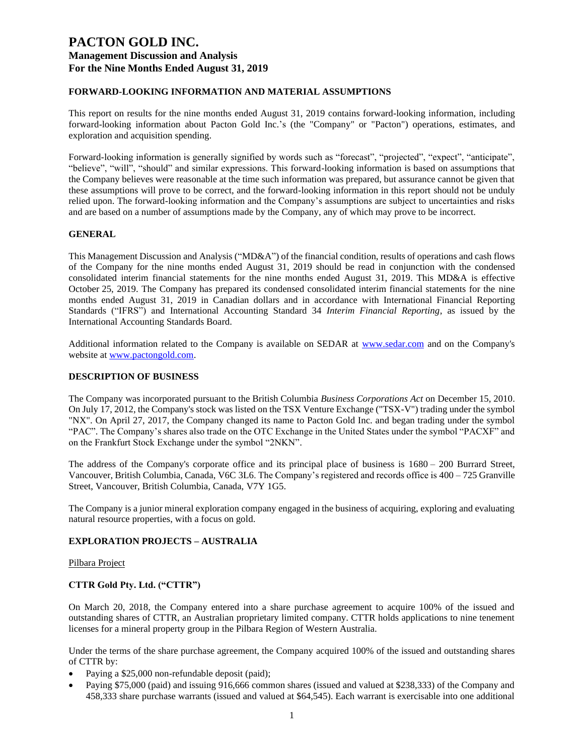# PACTON GOLD INC.
## Management Discussion and Analysis
## For the Nine Months Ended August 31, 2019

### FORWARD-LOOKING INFORMATION AND MATERIAL ASSUMPTIONS

This report on results for the nine months ended August 31, 2019 contains forward-looking information, including forward-looking information about Pacton Gold Inc.'s (the "Company" or "Pacton") operations, estimates, and exploration and acquisition spending.

Forward-looking information is generally signified by words such as "forecast", "projected", "expect", "anticipate", "believe", "will", "should" and similar expressions. This forward-looking information is based on assumptions that the Company believes were reasonable at the time such information was prepared, but assurance cannot be given that these assumptions will prove to be correct, and the forward-looking information in this report should not be unduly relied upon. The forward-looking information and the Company's assumptions are subject to uncertainties and risks and are based on a number of assumptions made by the Company, any of which may prove to be incorrect.

### GENERAL

This Management Discussion and Analysis ("MD&A") of the financial condition, results of operations and cash flows of the Company for the nine months ended August 31, 2019 should be read in conjunction with the condensed consolidated interim financial statements for the nine months ended August 31, 2019. This MD&A is effective October 25, 2019. The Company has prepared its condensed consolidated interim financial statements for the nine months ended August 31, 2019 in Canadian dollars and in accordance with International Financial Reporting Standards ("IFRS") and International Accounting Standard 34 *Interim Financial Reporting*, as issued by the International Accounting Standards Board.

Additional information related to the Company is available on SEDAR at [www.sedar.com](www.sedar.com) and on the Company's website at [www.pactongold.com](www.pactongold.com).

### DESCRIPTION OF BUSINESS

The Company was incorporated pursuant to the British Columbia *Business Corporations Act* on December 15, 2010. On July 17, 2012, the Company's stock was listed on the TSX Venture Exchange ("TSX-V") trading under the symbol "NX". On April 27, 2017, the Company changed its name to Pacton Gold Inc. and began trading under the symbol "PAC". The Company's shares also trade on the OTC Exchange in the United States under the symbol "PACXF" and on the Frankfurt Stock Exchange under the symbol "2NKN".

The address of the Company's corporate office and its principal place of business is 1680 – 200 Burrard Street, Vancouver, British Columbia, Canada, V6C 3L6. The Company's registered and records office is 400 – 725 Granville Street, Vancouver, British Columbia, Canada, V7Y 1G5.

The Company is a junior mineral exploration company engaged in the business of acquiring, exploring and evaluating natural resource properties, with a focus on gold.

### EXPLORATION PROJECTS – AUSTRALIA

Pilbara Project

### CTTR Gold Pty. Ltd. ("CTTR")

On March 20, 2018, the Company entered into a share purchase agreement to acquire 100% of the issued and outstanding shares of CTTR, an Australian proprietary limited company. CTTR holds applications to nine tenement licenses for a mineral property group in the Pilbara Region of Western Australia.

Under the terms of the share purchase agreement, the Company acquired 100% of the issued and outstanding shares of CTTR by:

- Paying a $25,000 non-refundable deposit (paid);
- Paying $75,000 (paid) and issuing 916,666 common shares (issued and valued at $238,333) of the Company and 458,333 share purchase warrants (issued and valued at $64,545). Each warrant is exercisable into one additional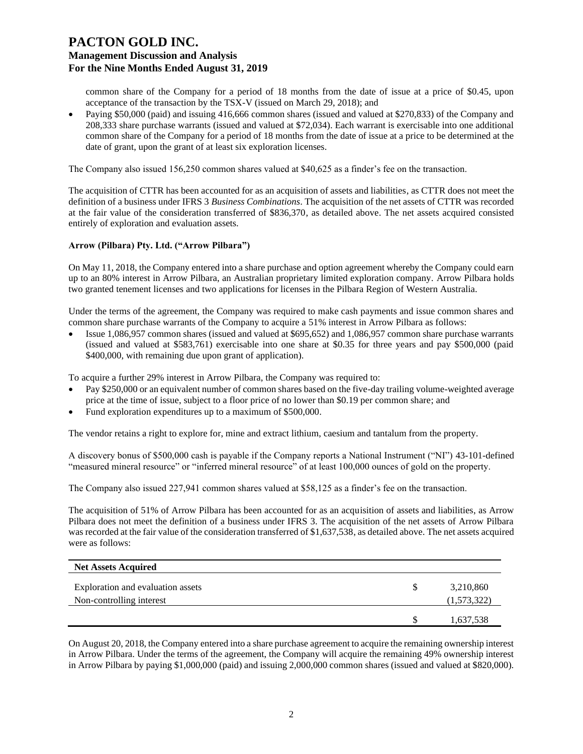common share of the Company for a period of 18 months from the date of issue at a price of $0.45, upon acceptance of the transaction by the TSX-V (issued on March 29, 2018); and

- Paying $50,000 (paid) and issuing 416,666 common shares (issued and valued at $270,833) of the Company and 208,333 share purchase warrants (issued and valued at $72,034). Each warrant is exercisable into one additional common share of the Company for a period of 18 months from the date of issue at a price to be determined at the date of grant, upon the grant of at least six exploration licenses.

The Company also issued 156,250 common shares valued at $40,625 as a finder's fee on the transaction.

The acquisition of CTTR has been accounted for as an acquisition of assets and liabilities, as CTTR does not meet the definition of a business under IFRS 3 *Business Combinations*. The acquisition of the net assets of CTTR was recorded at the fair value of the consideration transferred of $836,370, as detailed above. The net assets acquired consisted entirely of exploration and evaluation assets.

**Arrow (Pilbara) Pty. Ltd. ("Arrow Pilbara")**

On May 11, 2018, the Company entered into a share purchase and option agreement whereby the Company could earn up to an 80% interest in Arrow Pilbara, an Australian proprietary limited exploration company. Arrow Pilbara holds two granted tenement licenses and two applications for licenses in the Pilbara Region of Western Australia.

Under the terms of the agreement, the Company was required to make cash payments and issue common shares and common share purchase warrants of the Company to acquire a 51% interest in Arrow Pilbara as follows:

- Issue 1,086,957 common shares (issued and valued at $695,652) and 1,086,957 common share purchase warrants (issued and valued at $583,761) exercisable into one share at $0.35 for three years and pay $500,000 (paid $400,000, with remaining due upon grant of application).

To acquire a further 29% interest in Arrow Pilbara, the Company was required to:

- Pay $250,000 or an equivalent number of common shares based on the five-day trailing volume-weighted average price at the time of issue, subject to a floor price of no lower than $0.19 per common share; and
- Fund exploration expenditures up to a maximum of $500,000.

The vendor retains a right to explore for, mine and extract lithium, caesium and tantalum from the property.

A discovery bonus of $500,000 cash is payable if the Company reports a National Instrument ("NI") 43-101-defined "measured mineral resource" or "inferred mineral resource" of at least 100,000 ounces of gold on the property.

The Company also issued 227,941 common shares valued at $58,125 as a finder's fee on the transaction.

The acquisition of 51% of Arrow Pilbara has been accounted for as an acquisition of assets and liabilities, as Arrow Pilbara does not meet the definition of a business under IFRS 3. The acquisition of the net assets of Arrow Pilbara was recorded at the fair value of the consideration transferred of $1,637,538, as detailed above. The net assets acquired were as follows:

| **Net Assets Acquired** | | |
|---|---|---|
| Exploration and evaluation assets | $ | 3,210,860 |
| Non-controlling interest | | (1,573,322) |
| | $ | 1,637,538 |

On August 20, 2018, the Company entered into a share purchase agreement to acquire the remaining ownership interest in Arrow Pilbara. Under the terms of the agreement, the Company will acquire the remaining 49% ownership interest in Arrow Pilbara by paying $1,000,000 (paid) and issuing 2,000,000 common shares (issued and valued at $820,000).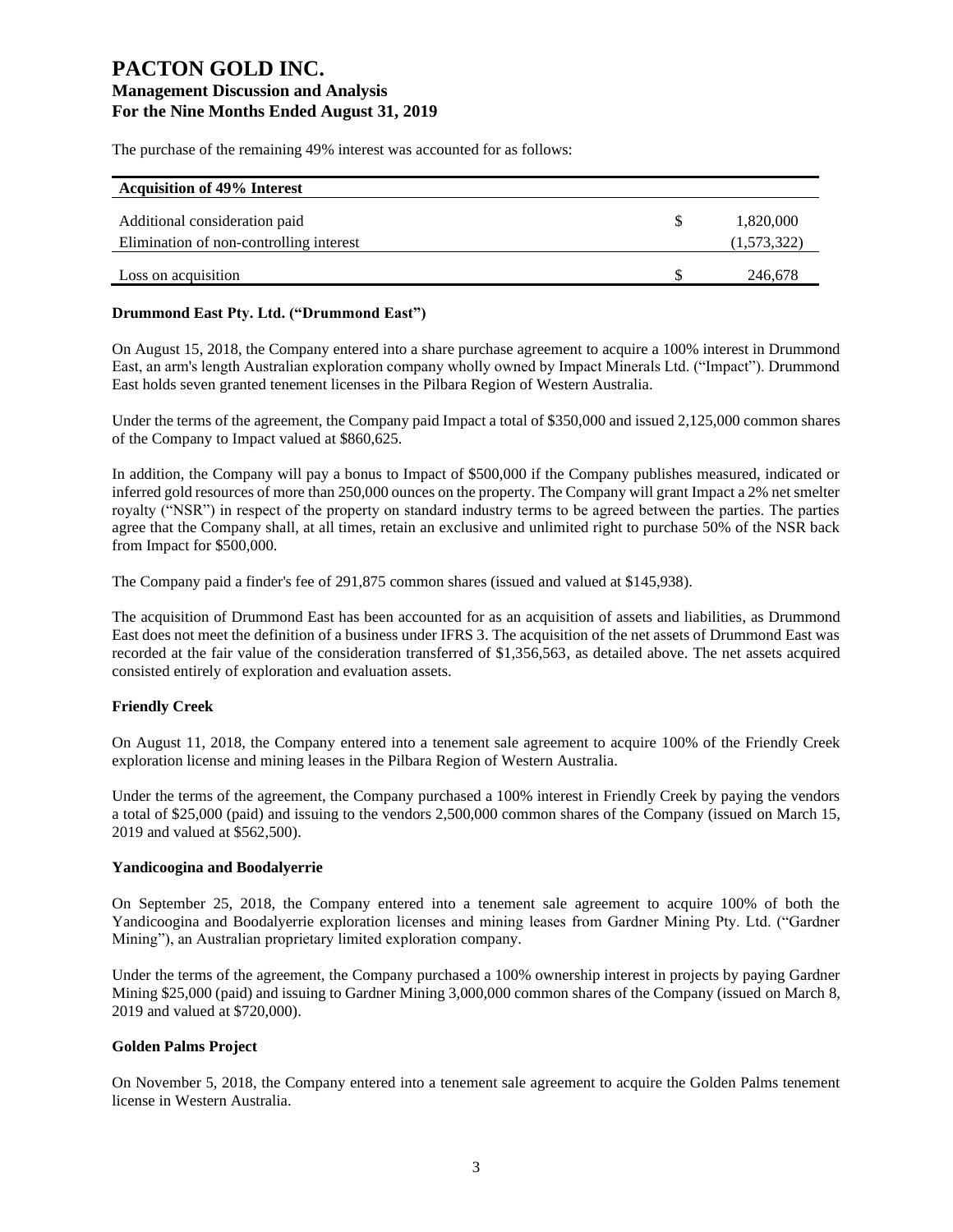The purchase of the remaining 49% interest was accounted for as follows:

| Acquisition of 49% Interest | | |
|---|---|---|
| Additional consideration paid | $ | 1,820,000 |
| Elimination of non-controlling interest | | (1,573,322) |
| Loss on acquisition | $ | 246,678 |

**Drummond East Pty. Ltd. ("Drummond East")**

On August 15, 2018, the Company entered into a share purchase agreement to acquire a 100% interest in Drummond East, an arm's length Australian exploration company wholly owned by Impact Minerals Ltd. ("Impact"). Drummond East holds seven granted tenement licenses in the Pilbara Region of Western Australia.

Under the terms of the agreement, the Company paid Impact a total of $350,000 and issued 2,125,000 common shares of the Company to Impact valued at $860,625.

In addition, the Company will pay a bonus to Impact of $500,000 if the Company publishes measured, indicated or inferred gold resources of more than 250,000 ounces on the property. The Company will grant Impact a 2% net smelter royalty ("NSR") in respect of the property on standard industry terms to be agreed between the parties. The parties agree that the Company shall, at all times, retain an exclusive and unlimited right to purchase 50% of the NSR back from Impact for $500,000.

The Company paid a finder's fee of 291,875 common shares (issued and valued at $145,938).

The acquisition of Drummond East has been accounted for as an acquisition of assets and liabilities, as Drummond East does not meet the definition of a business under IFRS 3. The acquisition of the net assets of Drummond East was recorded at the fair value of the consideration transferred of $1,356,563, as detailed above. The net assets acquired consisted entirely of exploration and evaluation assets.

**Friendly Creek**

On August 11, 2018, the Company entered into a tenement sale agreement to acquire 100% of the Friendly Creek exploration license and mining leases in the Pilbara Region of Western Australia.

Under the terms of the agreement, the Company purchased a 100% interest in Friendly Creek by paying the vendors a total of $25,000 (paid) and issuing to the vendors 2,500,000 common shares of the Company (issued on March 15, 2019 and valued at $562,500).

**Yandicoogina and Boodalyerrie**

On September 25, 2018, the Company entered into a tenement sale agreement to acquire 100% of both the Yandicoogina and Boodalyerrie exploration licenses and mining leases from Gardner Mining Pty. Ltd. ("Gardner Mining"), an Australian proprietary limited exploration company.

Under the terms of the agreement, the Company purchased a 100% ownership interest in projects by paying Gardner Mining $25,000 (paid) and issuing to Gardner Mining 3,000,000 common shares of the Company (issued on March 8, 2019 and valued at $720,000).

**Golden Palms Project**

On November 5, 2018, the Company entered into a tenement sale agreement to acquire the Golden Palms tenement license in Western Australia.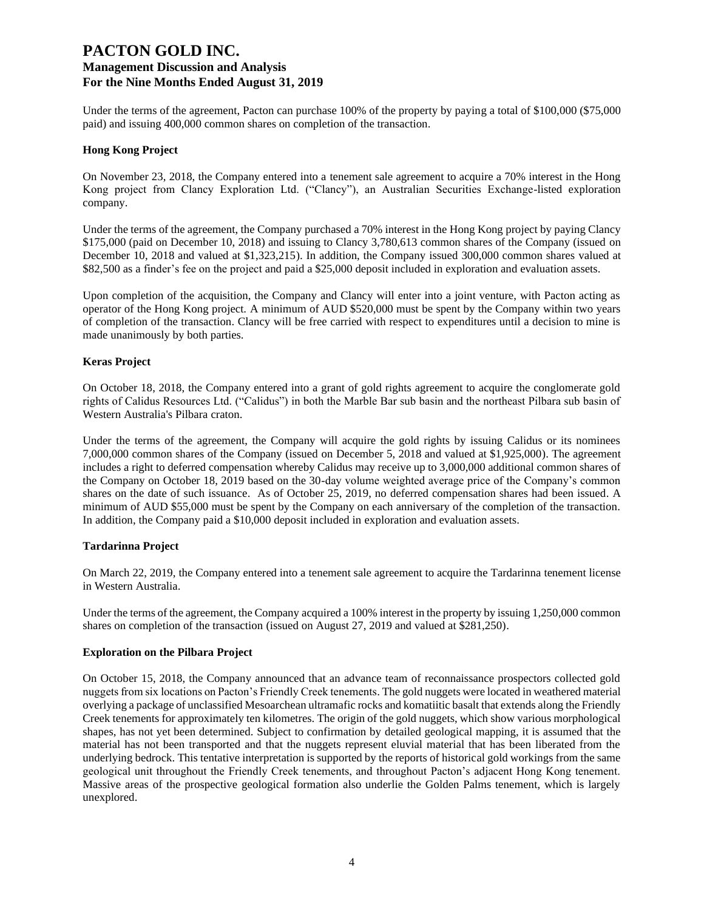Under the terms of the agreement, Pacton can purchase 100% of the property by paying a total of $100,000 ($75,000 paid) and issuing 400,000 common shares on completion of the transaction.

**Hong Kong Project**

On November 23, 2018, the Company entered into a tenement sale agreement to acquire a 70% interest in the Hong Kong project from Clancy Exploration Ltd. ("Clancy"), an Australian Securities Exchange-listed exploration company.

Under the terms of the agreement, the Company purchased a 70% interest in the Hong Kong project by paying Clancy $175,000 (paid on December 10, 2018) and issuing to Clancy 3,780,613 common shares of the Company (issued on December 10, 2018 and valued at $1,323,215). In addition, the Company issued 300,000 common shares valued at $82,500 as a finder's fee on the project and paid a $25,000 deposit included in exploration and evaluation assets.

Upon completion of the acquisition, the Company and Clancy will enter into a joint venture, with Pacton acting as operator of the Hong Kong project. A minimum of AUD $520,000 must be spent by the Company within two years of completion of the transaction. Clancy will be free carried with respect to expenditures until a decision to mine is made unanimously by both parties.

**Keras Project**

On October 18, 2018, the Company entered into a grant of gold rights agreement to acquire the conglomerate gold rights of Calidus Resources Ltd. ("Calidus") in both the Marble Bar sub basin and the northeast Pilbara sub basin of Western Australia's Pilbara craton.

Under the terms of the agreement, the Company will acquire the gold rights by issuing Calidus or its nominees 7,000,000 common shares of the Company (issued on December 5, 2018 and valued at $1,925,000). The agreement includes a right to deferred compensation whereby Calidus may receive up to 3,000,000 additional common shares of the Company on October 18, 2019 based on the 30-day volume weighted average price of the Company's common shares on the date of such issuance. As of October 25, 2019, no deferred compensation shares had been issued. A minimum of AUD $55,000 must be spent by the Company on each anniversary of the completion of the transaction. In addition, the Company paid a $10,000 deposit included in exploration and evaluation assets.

**Tardarinna Project**

On March 22, 2019, the Company entered into a tenement sale agreement to acquire the Tardarinna tenement license in Western Australia.

Under the terms of the agreement, the Company acquired a 100% interest in the property by issuing 1,250,000 common shares on completion of the transaction (issued on August 27, 2019 and valued at $281,250).

**Exploration on the Pilbara Project**

On October 15, 2018, the Company announced that an advance team of reconnaissance prospectors collected gold nuggets from six locations on Pacton's Friendly Creek tenements. The gold nuggets were located in weathered material overlying a package of unclassified Mesoarchean ultramafic rocks and komatiitic basalt that extends along the Friendly Creek tenements for approximately ten kilometres. The origin of the gold nuggets, which show various morphological shapes, has not yet been determined. Subject to confirmation by detailed geological mapping, it is assumed that the material has not been transported and that the nuggets represent eluvial material that has been liberated from the underlying bedrock. This tentative interpretation is supported by the reports of historical gold workings from the same geological unit throughout the Friendly Creek tenements, and throughout Pacton's adjacent Hong Kong tenement. Massive areas of the prospective geological formation also underlie the Golden Palms tenement, which is largely unexplored.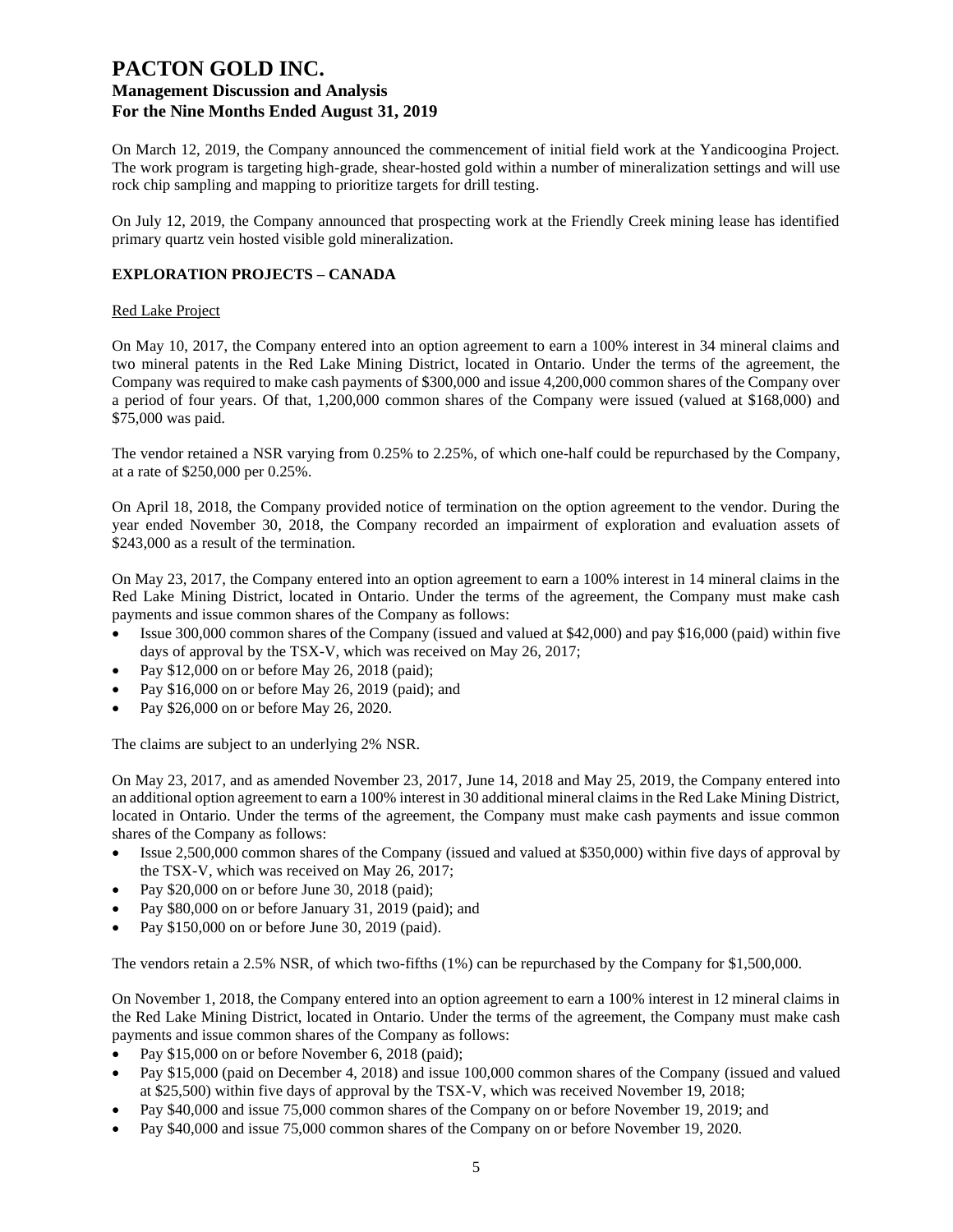On March 12, 2019, the Company announced the commencement of initial field work at the Yandicoogina Project. The work program is targeting high-grade, shear-hosted gold within a number of mineralization settings and will use rock chip sampling and mapping to prioritize targets for drill testing.

On July 12, 2019, the Company announced that prospecting work at the Friendly Creek mining lease has identified primary quartz vein hosted visible gold mineralization.

**EXPLORATION PROJECTS – CANADA**

Red Lake Project

On May 10, 2017, the Company entered into an option agreement to earn a 100% interest in 34 mineral claims and two mineral patents in the Red Lake Mining District, located in Ontario. Under the terms of the agreement, the Company was required to make cash payments of $300,000 and issue 4,200,000 common shares of the Company over a period of four years. Of that, 1,200,000 common shares of the Company were issued (valued at $168,000) and $75,000 was paid.

The vendor retained a NSR varying from 0.25% to 2.25%, of which one-half could be repurchased by the Company, at a rate of $250,000 per 0.25%.

On April 18, 2018, the Company provided notice of termination on the option agreement to the vendor. During the year ended November 30, 2018, the Company recorded an impairment of exploration and evaluation assets of $243,000 as a result of the termination.

On May 23, 2017, the Company entered into an option agreement to earn a 100% interest in 14 mineral claims in the Red Lake Mining District, located in Ontario. Under the terms of the agreement, the Company must make cash payments and issue common shares of the Company as follows:

- Issue 300,000 common shares of the Company (issued and valued at $42,000) and pay $16,000 (paid) within five days of approval by the TSX-V, which was received on May 26, 2017;
- Pay $12,000 on or before May 26, 2018 (paid);
- Pay $16,000 on or before May 26, 2019 (paid); and
- Pay $26,000 on or before May 26, 2020.

The claims are subject to an underlying 2% NSR.

On May 23, 2017, and as amended November 23, 2017, June 14, 2018 and May 25, 2019, the Company entered into an additional option agreement to earn a 100% interest in 30 additional mineral claims in the Red Lake Mining District, located in Ontario. Under the terms of the agreement, the Company must make cash payments and issue common shares of the Company as follows:

- Issue 2,500,000 common shares of the Company (issued and valued at $350,000) within five days of approval by the TSX-V, which was received on May 26, 2017;
- Pay $20,000 on or before June 30, 2018 (paid);
- Pay $80,000 on or before January 31, 2019 (paid); and
- Pay $150,000 on or before June 30, 2019 (paid).

The vendors retain a 2.5% NSR, of which two-fifths (1%) can be repurchased by the Company for $1,500,000.

On November 1, 2018, the Company entered into an option agreement to earn a 100% interest in 12 mineral claims in the Red Lake Mining District, located in Ontario. Under the terms of the agreement, the Company must make cash payments and issue common shares of the Company as follows:

- Pay $15,000 on or before November 6, 2018 (paid);
- Pay $15,000 (paid on December 4, 2018) and issue 100,000 common shares of the Company (issued and valued at $25,500) within five days of approval by the TSX-V, which was received November 19, 2018;
- Pay $40,000 and issue 75,000 common shares of the Company on or before November 19, 2019; and
- Pay $40,000 and issue 75,000 common shares of the Company on or before November 19, 2020.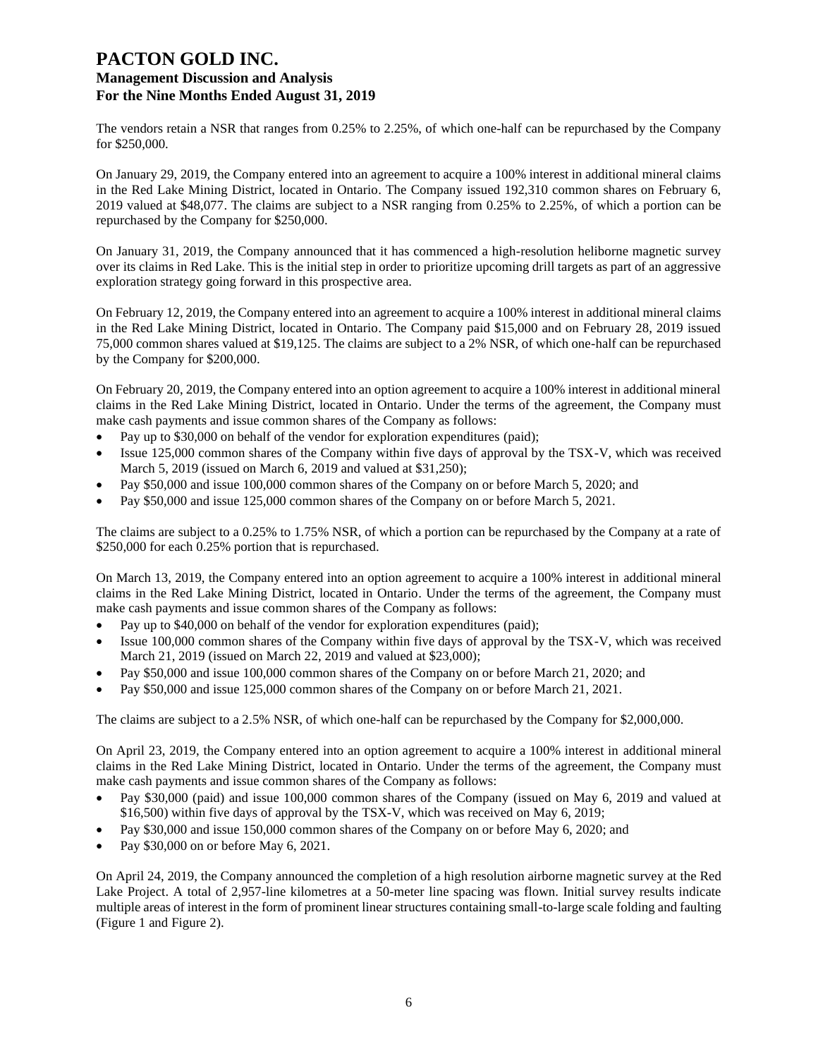The vendors retain a NSR that ranges from 0.25% to 2.25%, of which one-half can be repurchased by the Company for $250,000.

On January 29, 2019, the Company entered into an agreement to acquire a 100% interest in additional mineral claims in the Red Lake Mining District, located in Ontario. The Company issued 192,310 common shares on February 6, 2019 valued at $48,077. The claims are subject to a NSR ranging from 0.25% to 2.25%, of which a portion can be repurchased by the Company for $250,000.

On January 31, 2019, the Company announced that it has commenced a high-resolution heliborne magnetic survey over its claims in Red Lake. This is the initial step in order to prioritize upcoming drill targets as part of an aggressive exploration strategy going forward in this prospective area.

On February 12, 2019, the Company entered into an agreement to acquire a 100% interest in additional mineral claims in the Red Lake Mining District, located in Ontario. The Company paid $15,000 and on February 28, 2019 issued 75,000 common shares valued at $19,125. The claims are subject to a 2% NSR, of which one-half can be repurchased by the Company for $200,000.

On February 20, 2019, the Company entered into an option agreement to acquire a 100% interest in additional mineral claims in the Red Lake Mining District, located in Ontario. Under the terms of the agreement, the Company must make cash payments and issue common shares of the Company as follows:

- Pay up to $30,000 on behalf of the vendor for exploration expenditures (paid);
- Issue 125,000 common shares of the Company within five days of approval by the TSX-V, which was received March 5, 2019 (issued on March 6, 2019 and valued at $31,250);
- Pay $50,000 and issue 100,000 common shares of the Company on or before March 5, 2020; and
- Pay $50,000 and issue 125,000 common shares of the Company on or before March 5, 2021.

The claims are subject to a 0.25% to 1.75% NSR, of which a portion can be repurchased by the Company at a rate of $250,000 for each 0.25% portion that is repurchased.

On March 13, 2019, the Company entered into an option agreement to acquire a 100% interest in additional mineral claims in the Red Lake Mining District, located in Ontario. Under the terms of the agreement, the Company must make cash payments and issue common shares of the Company as follows:

- Pay up to $40,000 on behalf of the vendor for exploration expenditures (paid);
- Issue 100,000 common shares of the Company within five days of approval by the TSX-V, which was received March 21, 2019 (issued on March 22, 2019 and valued at $23,000);
- Pay $50,000 and issue 100,000 common shares of the Company on or before March 21, 2020; and
- Pay $50,000 and issue 125,000 common shares of the Company on or before March 21, 2021.

The claims are subject to a 2.5% NSR, of which one-half can be repurchased by the Company for $2,000,000.

On April 23, 2019, the Company entered into an option agreement to acquire a 100% interest in additional mineral claims in the Red Lake Mining District, located in Ontario. Under the terms of the agreement, the Company must make cash payments and issue common shares of the Company as follows:

- Pay $30,000 (paid) and issue 100,000 common shares of the Company (issued on May 6, 2019 and valued at $16,500) within five days of approval by the TSX-V, which was received on May 6, 2019;
- Pay $30,000 and issue 150,000 common shares of the Company on or before May 6, 2020; and
- Pay $30,000 on or before May 6, 2021.

On April 24, 2019, the Company announced the completion of a high resolution airborne magnetic survey at the Red Lake Project. A total of 2,957-line kilometres at a 50-meter line spacing was flown. Initial survey results indicate multiple areas of interest in the form of prominent linear structures containing small-to-large scale folding and faulting (Figure 1 and Figure 2).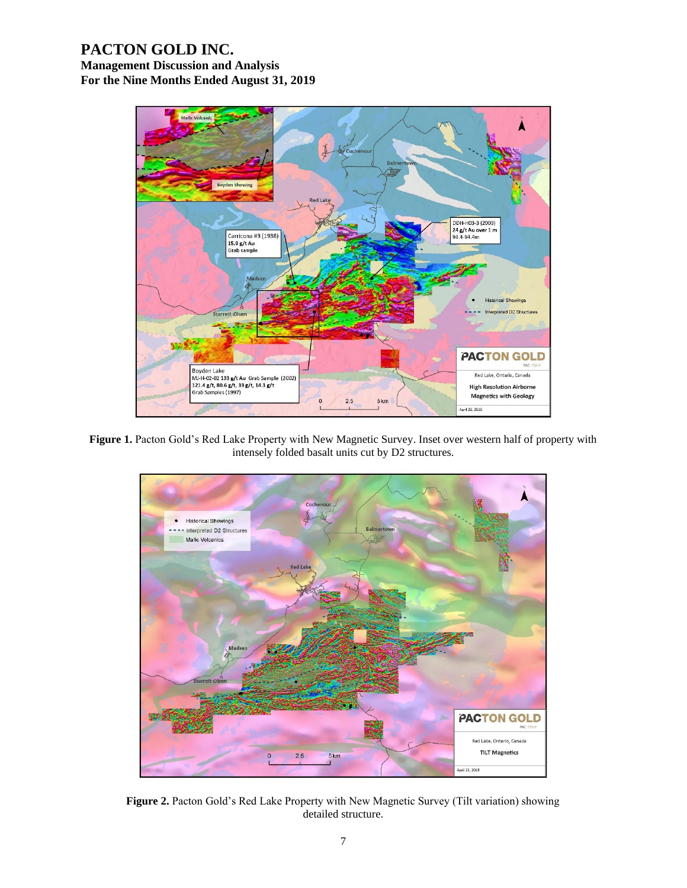**Figure 1.** Pacton Gold's Red Lake Property with New Magnetic Survey. Inset over western half of property with intensely folded basalt units cut by D2 structures.

**Figure 2.** Pacton Gold's Red Lake Property with New Magnetic Survey (Tilt variation) showing detailed structure.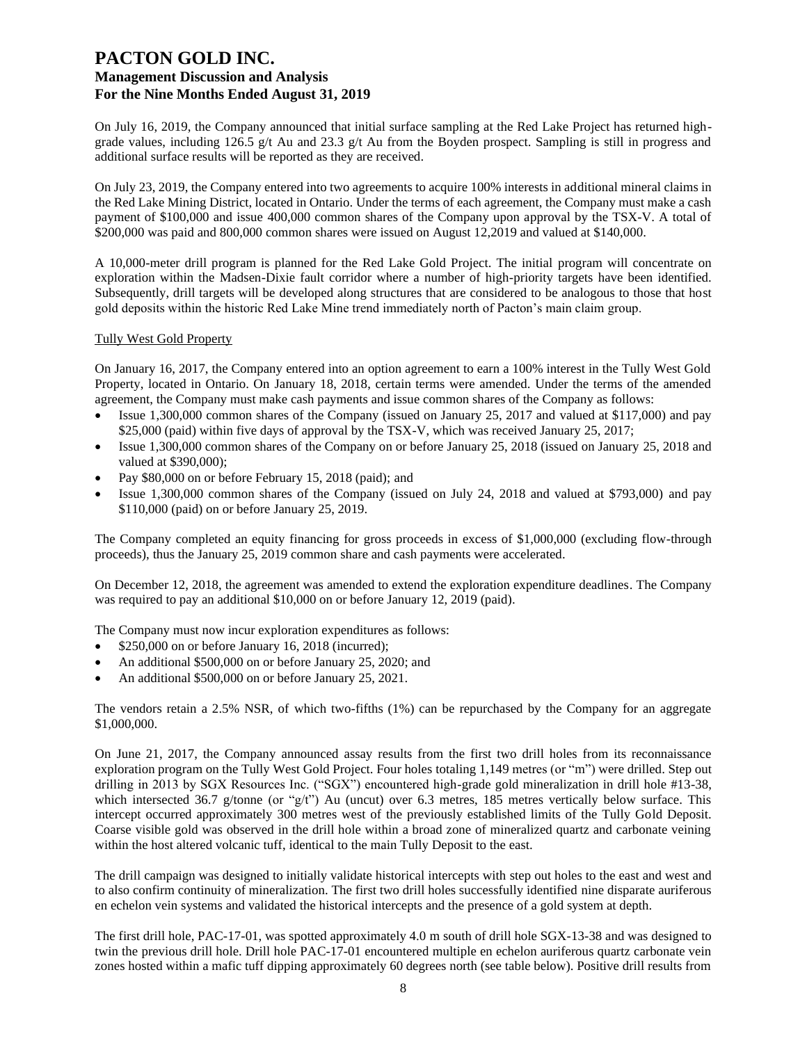On July 16, 2019, the Company announced that initial surface sampling at the Red Lake Project has returned high-grade values, including 126.5 g/t Au and 23.3 g/t Au from the Boyden prospect. Sampling is still in progress and additional surface results will be reported as they are received.

On July 23, 2019, the Company entered into two agreements to acquire 100% interests in additional mineral claims in the Red Lake Mining District, located in Ontario. Under the terms of each agreement, the Company must make a cash payment of $100,000 and issue 400,000 common shares of the Company upon approval by the TSX-V. A total of $200,000 was paid and 800,000 common shares were issued on August 12,2019 and valued at $140,000.

A 10,000-meter drill program is planned for the Red Lake Gold Project. The initial program will concentrate on exploration within the Madsen-Dixie fault corridor where a number of high-priority targets have been identified. Subsequently, drill targets will be developed along structures that are considered to be analogous to those that host gold deposits within the historic Red Lake Mine trend immediately north of Pacton's main claim group.

Tully West Gold Property

On January 16, 2017, the Company entered into an option agreement to earn a 100% interest in the Tully West Gold Property, located in Ontario. On January 18, 2018, certain terms were amended. Under the terms of the amended agreement, the Company must make cash payments and issue common shares of the Company as follows:

- Issue 1,300,000 common shares of the Company (issued on January 25, 2017 and valued at $117,000) and pay $25,000 (paid) within five days of approval by the TSX-V, which was received January 25, 2017;
- Issue 1,300,000 common shares of the Company on or before January 25, 2018 (issued on January 25, 2018 and valued at $390,000);
- Pay $80,000 on or before February 15, 2018 (paid); and
- Issue 1,300,000 common shares of the Company (issued on July 24, 2018 and valued at $793,000) and pay $110,000 (paid) on or before January 25, 2019.

The Company completed an equity financing for gross proceeds in excess of $1,000,000 (excluding flow-through proceeds), thus the January 25, 2019 common share and cash payments were accelerated.

On December 12, 2018, the agreement was amended to extend the exploration expenditure deadlines. The Company was required to pay an additional $10,000 on or before January 12, 2019 (paid).

The Company must now incur exploration expenditures as follows:

- $250,000 on or before January 16, 2018 (incurred);
- An additional $500,000 on or before January 25, 2020; and
- An additional $500,000 on or before January 25, 2021.

The vendors retain a 2.5% NSR, of which two-fifths (1%) can be repurchased by the Company for an aggregate $1,000,000.

On June 21, 2017, the Company announced assay results from the first two drill holes from its reconnaissance exploration program on the Tully West Gold Project. Four holes totaling 1,149 metres (or "m") were drilled. Step out drilling in 2013 by SGX Resources Inc. ("SGX") encountered high-grade gold mineralization in drill hole #13-38, which intersected 36.7 g/tonne (or "g/t") Au (uncut) over 6.3 metres, 185 metres vertically below surface. This intercept occurred approximately 300 metres west of the previously established limits of the Tully Gold Deposit. Coarse visible gold was observed in the drill hole within a broad zone of mineralized quartz and carbonate veining within the host altered volcanic tuff, identical to the main Tully Deposit to the east.

The drill campaign was designed to initially validate historical intercepts with step out holes to the east and west and to also confirm continuity of mineralization. The first two drill holes successfully identified nine disparate auriferous en echelon vein systems and validated the historical intercepts and the presence of a gold system at depth.

The first drill hole, PAC-17-01, was spotted approximately 4.0 m south of drill hole SGX-13-38 and was designed to twin the previous drill hole. Drill hole PAC-17-01 encountered multiple en echelon auriferous quartz carbonate vein zones hosted within a mafic tuff dipping approximately 60 degrees north (see table below). Positive drill results from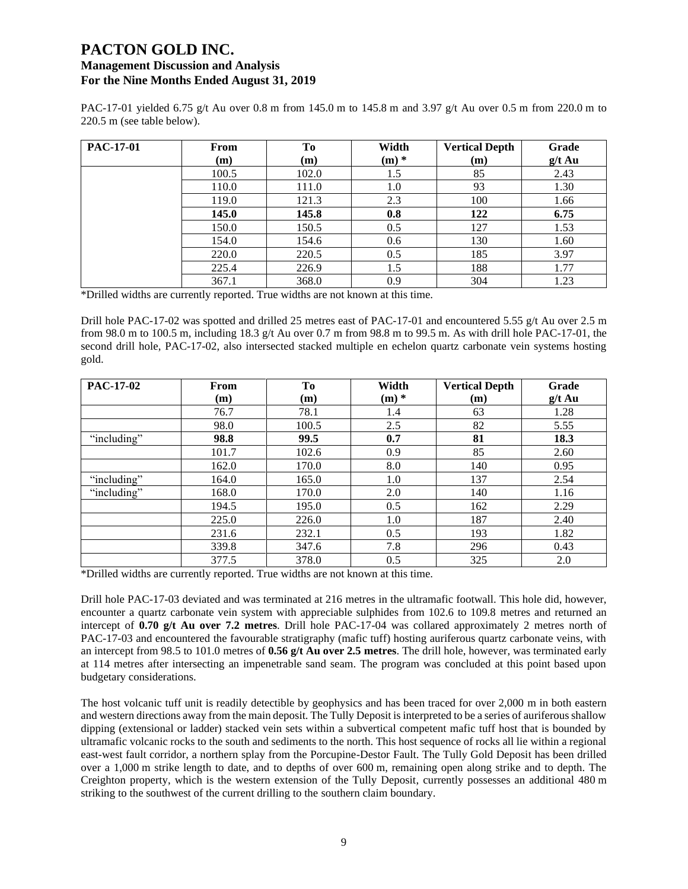PAC-17-01 yielded 6.75 g/t Au over 0.8 m from 145.0 m to 145.8 m and 3.97 g/t Au over 0.5 m from 220.0 m to 220.5 m (see table below).

| PAC-17-01 | From (m) | To (m) | Width (m) * | Vertical Depth (m) | Grade g/t Au |
|---|---|---|---|---|---|
| | 100.5 | 102.0 | 1.5 | 85 | 2.43 |
| | 110.0 | 111.0 | 1.0 | 93 | 1.30 |
| | 119.0 | 121.3 | 2.3 | 100 | 1.66 |
| | **145.0** | **145.8** | **0.8** | **122** | **6.75** |
| | 150.0 | 150.5 | 0.5 | 127 | 1.53 |
| | 154.0 | 154.6 | 0.6 | 130 | 1.60 |
| | 220.0 | 220.5 | 0.5 | 185 | 3.97 |
| | 225.4 | 226.9 | 1.5 | 188 | 1.77 |
| | 367.1 | 368.0 | 0.9 | 304 | 1.23 |

*Drilled widths are currently reported. True widths are not known at this time.

Drill hole PAC-17-02 was spotted and drilled 25 metres east of PAC-17-01 and encountered 5.55 g/t Au over 2.5 m from 98.0 m to 100.5 m, including 18.3 g/t Au over 0.7 m from 98.8 m to 99.5 m. As with drill hole PAC-17-01, the second drill hole, PAC-17-02, also intersected stacked multiple en echelon quartz carbonate vein systems hosting gold.

| PAC-17-02 | From (m) | To (m) | Width (m) * | Vertical Depth (m) | Grade g/t Au |
|---|---|---|---|---|---|
| | 76.7 | 78.1 | 1.4 | 63 | 1.28 |
| | 98.0 | 100.5 | 2.5 | 82 | 5.55 |
| "including" | **98.8** | **99.5** | **0.7** | **81** | **18.3** |
| | 101.7 | 102.6 | 0.9 | 85 | 2.60 |
| | 162.0 | 170.0 | 8.0 | 140 | 0.95 |
| "including" | 164.0 | 165.0 | 1.0 | 137 | 2.54 |
| "including" | 168.0 | 170.0 | 2.0 | 140 | 1.16 |
| | 194.5 | 195.0 | 0.5 | 162 | 2.29 |
| | 225.0 | 226.0 | 1.0 | 187 | 2.40 |
| | 231.6 | 232.1 | 0.5 | 193 | 1.82 |
| | 339.8 | 347.6 | 7.8 | 296 | 0.43 |
| | 377.5 | 378.0 | 0.5 | 325 | 2.0 |

*Drilled widths are currently reported. True widths are not known at this time.

Drill hole PAC-17-03 deviated and was terminated at 216 metres in the ultramafic footwall. This hole did, however, encounter a quartz carbonate vein system with appreciable sulphides from 102.6 to 109.8 metres and returned an intercept of **0.70 g/t Au over 7.2 metres**. Drill hole PAC-17-04 was collared approximately 2 metres north of PAC-17-03 and encountered the favourable stratigraphy (mafic tuff) hosting auriferous quartz carbonate veins, with an intercept from 98.5 to 101.0 metres of **0.56 g/t Au over 2.5 metres**. The drill hole, however, was terminated early at 114 metres after intersecting an impenetrable sand seam. The program was concluded at this point based upon budgetary considerations.

The host volcanic tuff unit is readily detectible by geophysics and has been traced for over 2,000 m in both eastern and western directions away from the main deposit. The Tully Deposit is interpreted to be a series of auriferous shallow dipping (extensional or ladder) stacked vein sets within a subvertical competent mafic tuff host that is bounded by ultramafic volcanic rocks to the south and sediments to the north. This host sequence of rocks all lie within a regional east-west fault corridor, a northern splay from the Porcupine-Destor Fault. The Tully Gold Deposit has been drilled over a 1,000 m strike length to date, and to depths of over 600 m, remaining open along strike and to depth. The Creighton property, which is the western extension of the Tully Deposit, currently possesses an additional 480 m striking to the southwest of the current drilling to the southern claim boundary.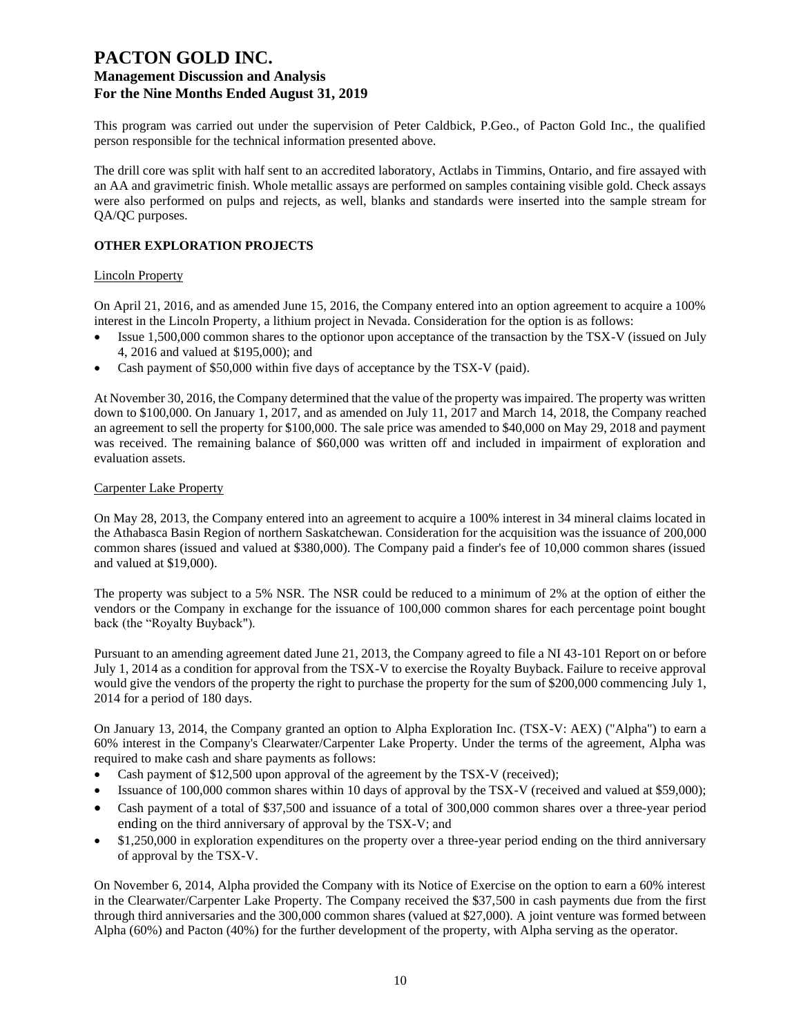This program was carried out under the supervision of Peter Caldbick, P.Geo., of Pacton Gold Inc., the qualified person responsible for the technical information presented above.

The drill core was split with half sent to an accredited laboratory, Actlabs in Timmins, Ontario, and fire assayed with an AA and gravimetric finish. Whole metallic assays are performed on samples containing visible gold. Check assays were also performed on pulps and rejects, as well, blanks and standards were inserted into the sample stream for QA/QC purposes.

## OTHER EXPLORATION PROJECTS

### Lincoln Property

On April 21, 2016, and as amended June 15, 2016, the Company entered into an option agreement to acquire a 100% interest in the Lincoln Property, a lithium project in Nevada. Consideration for the option is as follows:

- Issue 1,500,000 common shares to the optionor upon acceptance of the transaction by the TSX-V (issued on July 4, 2016 and valued at $195,000); and
- Cash payment of $50,000 within five days of acceptance by the TSX-V (paid).

At November 30, 2016, the Company determined that the value of the property was impaired. The property was written down to $100,000. On January 1, 2017, and as amended on July 11, 2017 and March 14, 2018, the Company reached an agreement to sell the property for $100,000. The sale price was amended to $40,000 on May 29, 2018 and payment was received. The remaining balance of $60,000 was written off and included in impairment of exploration and evaluation assets.

### Carpenter Lake Property

On May 28, 2013, the Company entered into an agreement to acquire a 100% interest in 34 mineral claims located in the Athabasca Basin Region of northern Saskatchewan. Consideration for the acquisition was the issuance of 200,000 common shares (issued and valued at $380,000). The Company paid a finder's fee of 10,000 common shares (issued and valued at $19,000).

The property was subject to a 5% NSR. The NSR could be reduced to a minimum of 2% at the option of either the vendors or the Company in exchange for the issuance of 100,000 common shares for each percentage point bought back (the "Royalty Buyback").

Pursuant to an amending agreement dated June 21, 2013, the Company agreed to file a NI 43-101 Report on or before July 1, 2014 as a condition for approval from the TSX-V to exercise the Royalty Buyback. Failure to receive approval would give the vendors of the property the right to purchase the property for the sum of $200,000 commencing July 1, 2014 for a period of 180 days.

On January 13, 2014, the Company granted an option to Alpha Exploration Inc. (TSX-V: AEX) ("Alpha") to earn a 60% interest in the Company's Clearwater/Carpenter Lake Property. Under the terms of the agreement, Alpha was required to make cash and share payments as follows:

- Cash payment of $12,500 upon approval of the agreement by the TSX-V (received);
- Issuance of 100,000 common shares within 10 days of approval by the TSX-V (received and valued at $59,000);
- Cash payment of a total of $37,500 and issuance of a total of 300,000 common shares over a three-year period ending on the third anniversary of approval by the TSX-V; and
- $1,250,000 in exploration expenditures on the property over a three-year period ending on the third anniversary of approval by the TSX-V.

On November 6, 2014, Alpha provided the Company with its Notice of Exercise on the option to earn a 60% interest in the Clearwater/Carpenter Lake Property. The Company received the $37,500 in cash payments due from the first through third anniversaries and the 300,000 common shares (valued at $27,000). A joint venture was formed between Alpha (60%) and Pacton (40%) for the further development of the property, with Alpha serving as the operator.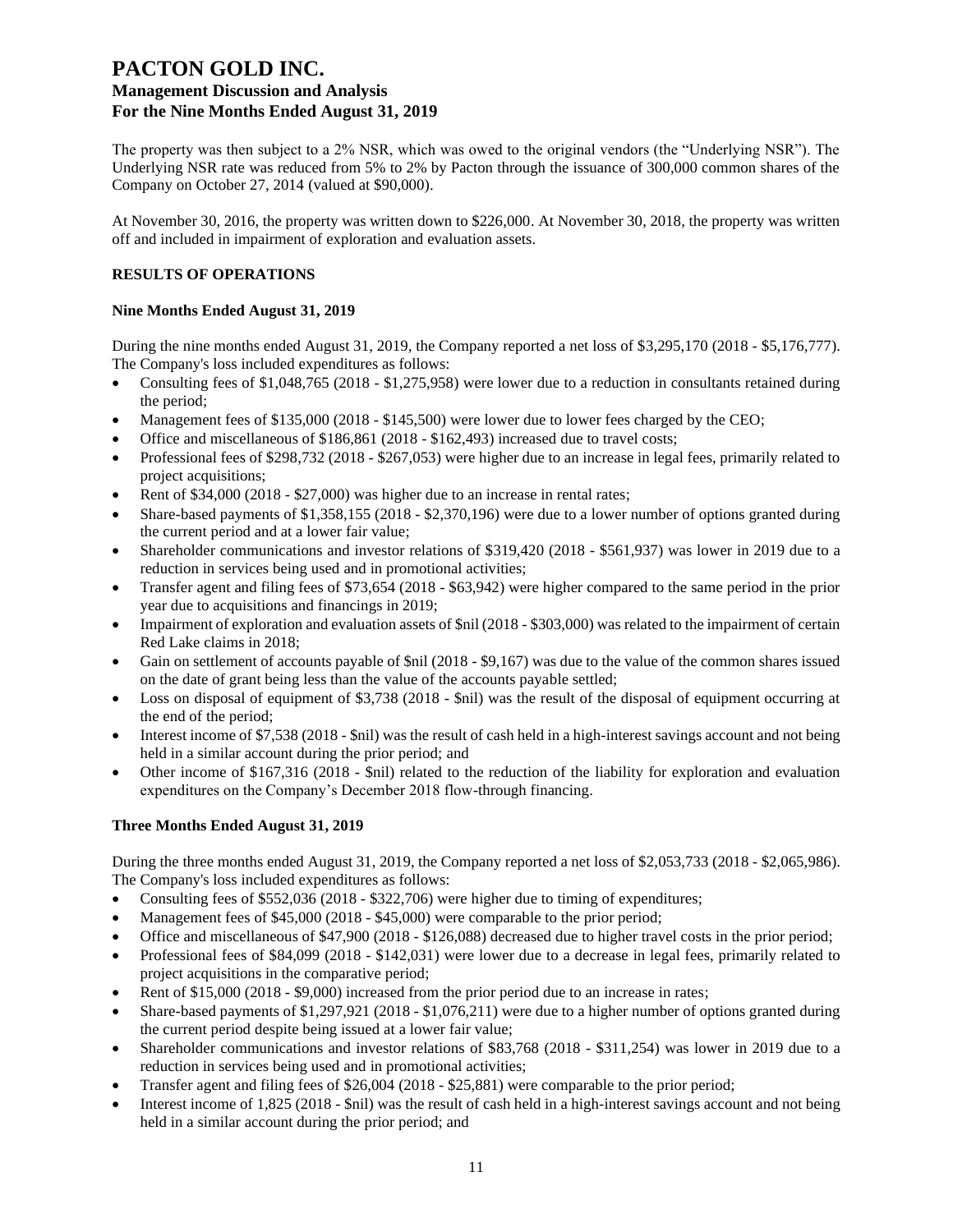The property was then subject to a 2% NSR, which was owed to the original vendors (the "Underlying NSR"). The Underlying NSR rate was reduced from 5% to 2% by Pacton through the issuance of 300,000 common shares of the Company on October 27, 2014 (valued at $90,000).

At November 30, 2016, the property was written down to $226,000. At November 30, 2018, the property was written off and included in impairment of exploration and evaluation assets.

## RESULTS OF OPERATIONS

### Nine Months Ended August 31, 2019

During the nine months ended August 31, 2019, the Company reported a net loss of $3,295,170 (2018 - $5,176,777). The Company's loss included expenditures as follows:

- Consulting fees of $1,048,765 (2018 - $1,275,958) were lower due to a reduction in consultants retained during the period;
- Management fees of $135,000 (2018 - $145,500) were lower due to lower fees charged by the CEO;
- Office and miscellaneous of $186,861 (2018 - $162,493) increased due to travel costs;
- Professional fees of $298,732 (2018 - $267,053) were higher due to an increase in legal fees, primarily related to project acquisitions;
- Rent of $34,000 (2018 - $27,000) was higher due to an increase in rental rates;
- Share-based payments of $1,358,155 (2018 - $2,370,196) were due to a lower number of options granted during the current period and at a lower fair value;
- Shareholder communications and investor relations of $319,420 (2018 - $561,937) was lower in 2019 due to a reduction in services being used and in promotional activities;
- Transfer agent and filing fees of $73,654 (2018 - $63,942) were higher compared to the same period in the prior year due to acquisitions and financings in 2019;
- Impairment of exploration and evaluation assets of $nil (2018 - $303,000) was related to the impairment of certain Red Lake claims in 2018;
- Gain on settlement of accounts payable of $nil (2018 - $9,167) was due to the value of the common shares issued on the date of grant being less than the value of the accounts payable settled;
- Loss on disposal of equipment of $3,738 (2018 - $nil) was the result of the disposal of equipment occurring at the end of the period;
- Interest income of $7,538 (2018 - $nil) was the result of cash held in a high-interest savings account and not being held in a similar account during the prior period; and
- Other income of $167,316 (2018 - $nil) related to the reduction of the liability for exploration and evaluation expenditures on the Company's December 2018 flow-through financing.

### Three Months Ended August 31, 2019

During the three months ended August 31, 2019, the Company reported a net loss of $2,053,733 (2018 - $2,065,986). The Company's loss included expenditures as follows:

- Consulting fees of $552,036 (2018 - $322,706) were higher due to timing of expenditures;
- Management fees of $45,000 (2018 - $45,000) were comparable to the prior period;
- Office and miscellaneous of $47,900 (2018 - $126,088) decreased due to higher travel costs in the prior period;
- Professional fees of $84,099 (2018 - $142,031) were lower due to a decrease in legal fees, primarily related to project acquisitions in the comparative period;
- Rent of $15,000 (2018 - $9,000) increased from the prior period due to an increase in rates;
- Share-based payments of $1,297,921 (2018 - $1,076,211) were due to a higher number of options granted during the current period despite being issued at a lower fair value;
- Shareholder communications and investor relations of $83,768 (2018 - $311,254) was lower in 2019 due to a reduction in services being used and in promotional activities;
- Transfer agent and filing fees of $26,004 (2018 - $25,881) were comparable to the prior period;
- Interest income of 1,825 (2018 - $nil) was the result of cash held in a high-interest savings account and not being held in a similar account during the prior period; and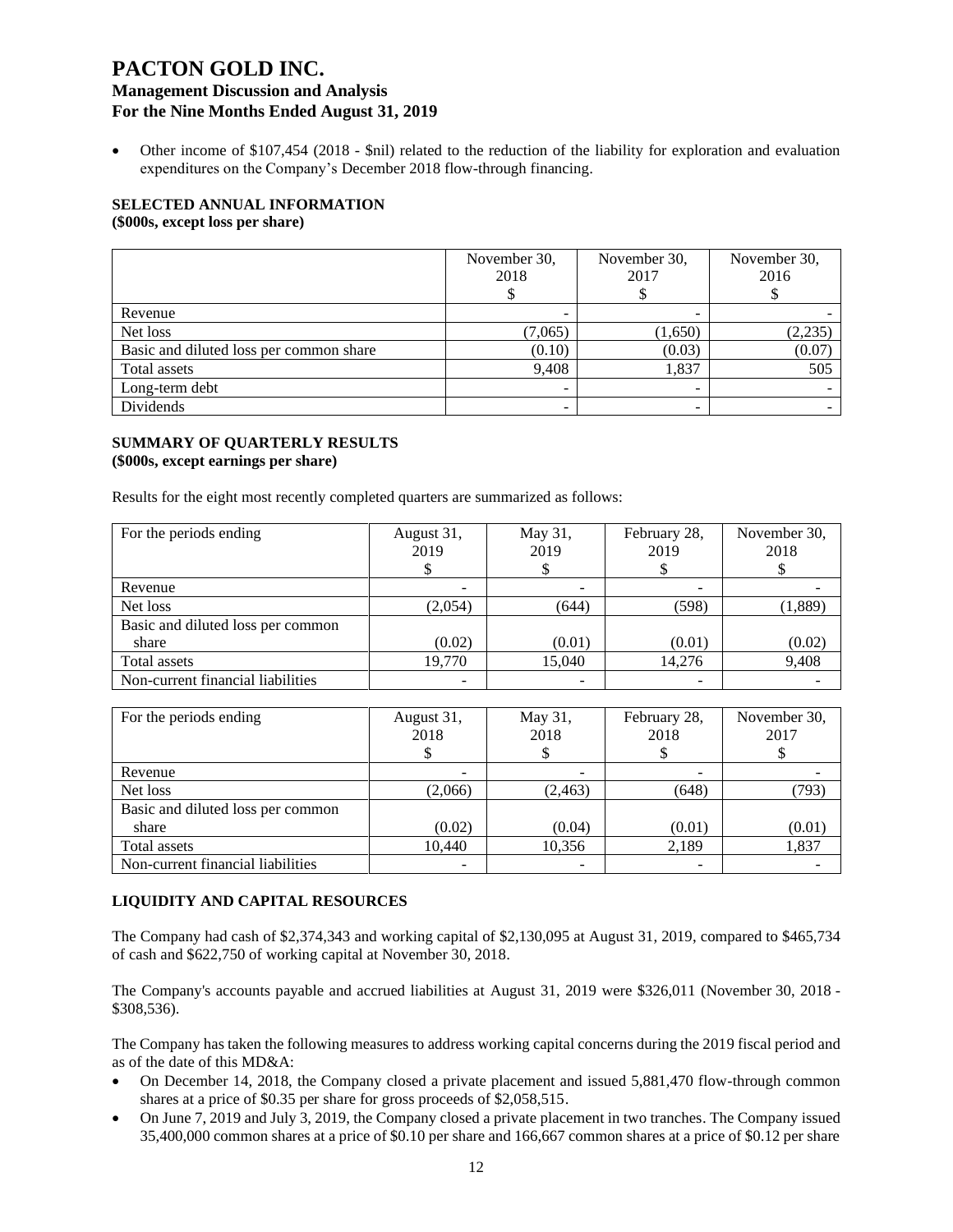- Other income of $107,454 (2018 - $nil) related to the reduction of the liability for exploration and evaluation expenditures on the Company's December 2018 flow-through financing.

## SELECTED ANNUAL INFORMATION
**($000s, except loss per share)**

| | November 30, 2018 $ | November 30, 2017 $ | November 30, 2016 $ |
|---|---|---|---|
| Revenue | - | - | - |
| Net loss | (7,065) | (1,650) | (2,235) |
| Basic and diluted loss per common share | (0.10) | (0.03) | (0.07) |
| Total assets | 9,408 | 1,837 | 505 |
| Long-term debt | - | - | - |
| Dividends | - | - | - |

## SUMMARY OF QUARTERLY RESULTS
**($000s, except earnings per share)**

Results for the eight most recently completed quarters are summarized as follows:

| For the periods ending | August 31, 2019 $ | May 31, 2019 $ | February 28, 2019 $ | November 30, 2018 $ |
|---|---|---|---|---|
| Revenue | - | - | - | - |
| Net loss | (2,054) | (644) | (598) | (1,889) |
| Basic and diluted loss per common share | (0.02) | (0.01) | (0.01) | (0.02) |
| Total assets | 19,770 | 15,040 | 14,276 | 9,408 |
| Non-current financial liabilities | - | - | - | - |

| For the periods ending | August 31, 2018 $ | May 31, 2018 $ | February 28, 2018 $ | November 30, 2017 $ |
|---|---|---|---|---|
| Revenue | - | - | - | - |
| Net loss | (2,066) | (2,463) | (648) | (793) |
| Basic and diluted loss per common share | (0.02) | (0.04) | (0.01) | (0.01) |
| Total assets | 10,440 | 10,356 | 2,189 | 1,837 |
| Non-current financial liabilities | - | - | - | - |

## LIQUIDITY AND CAPITAL RESOURCES

The Company had cash of $2,374,343 and working capital of $2,130,095 at August 31, 2019, compared to $465,734 of cash and $622,750 of working capital at November 30, 2018.

The Company's accounts payable and accrued liabilities at August 31, 2019 were $326,011 (November 30, 2018 - $308,536).

The Company has taken the following measures to address working capital concerns during the 2019 fiscal period and as of the date of this MD&A:

- On December 14, 2018, the Company closed a private placement and issued 5,881,470 flow-through common shares at a price of $0.35 per share for gross proceeds of $2,058,515.
- On June 7, 2019 and July 3, 2019, the Company closed a private placement in two tranches. The Company issued 35,400,000 common shares at a price of $0.10 per share and 166,667 common shares at a price of $0.12 per share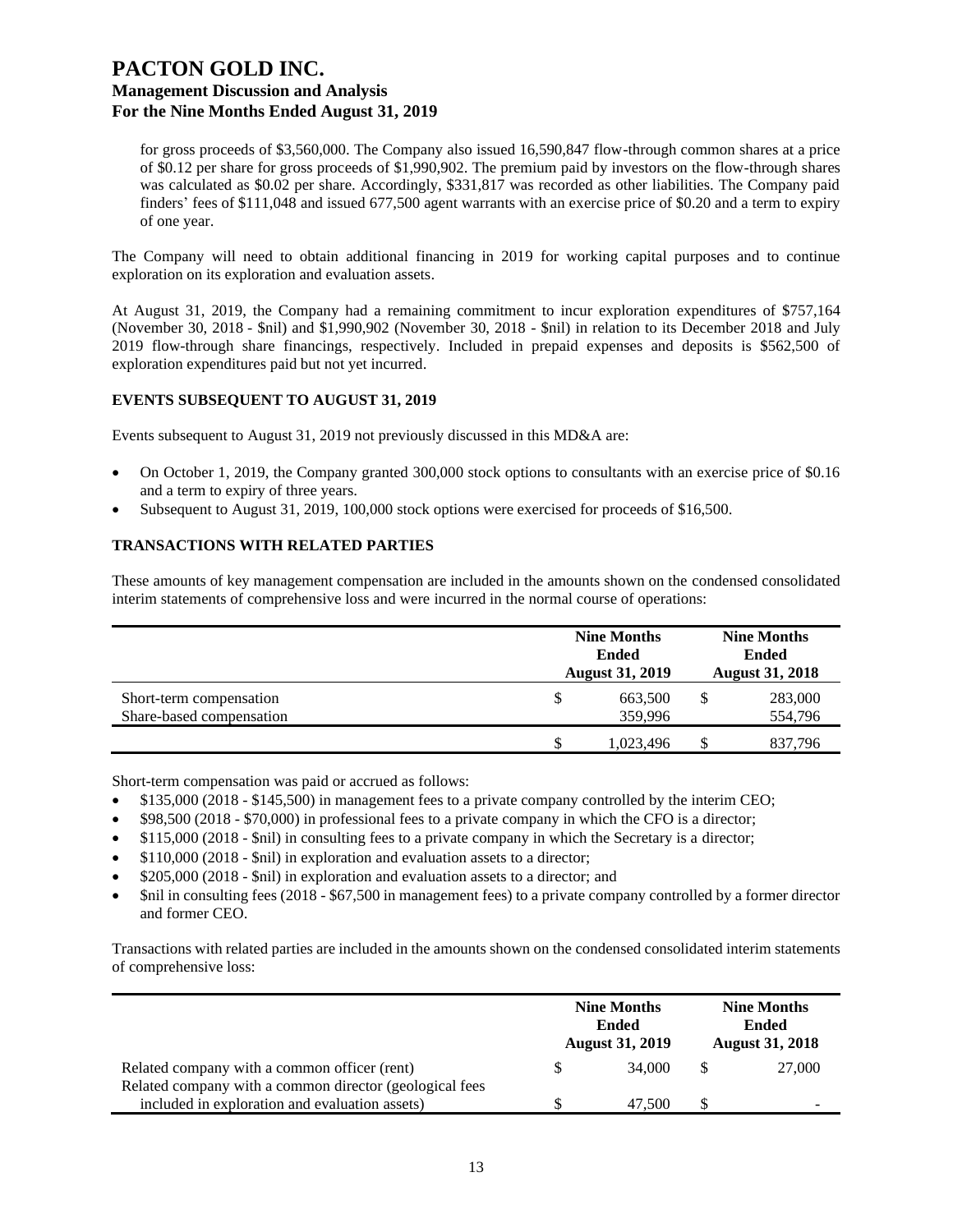for gross proceeds of $3,560,000. The Company also issued 16,590,847 flow-through common shares at a price of $0.12 per share for gross proceeds of $1,990,902. The premium paid by investors on the flow-through shares was calculated as $0.02 per share. Accordingly, $331,817 was recorded as other liabilities. The Company paid finders' fees of $111,048 and issued 677,500 agent warrants with an exercise price of $0.20 and a term to expiry of one year.

The Company will need to obtain additional financing in 2019 for working capital purposes and to continue exploration on its exploration and evaluation assets.

At August 31, 2019, the Company had a remaining commitment to incur exploration expenditures of $757,164 (November 30, 2018 - $nil) and $1,990,902 (November 30, 2018 - $nil) in relation to its December 2018 and July 2019 flow-through share financings, respectively. Included in prepaid expenses and deposits is $562,500 of exploration expenditures paid but not yet incurred.

## EVENTS SUBSEQUENT TO AUGUST 31, 2019

Events subsequent to August 31, 2019 not previously discussed in this MD&A are:

- On October 1, 2019, the Company granted 300,000 stock options to consultants with an exercise price of $0.16 and a term to expiry of three years.
- Subsequent to August 31, 2019, 100,000 stock options were exercised for proceeds of $16,500.

## TRANSACTIONS WITH RELATED PARTIES

These amounts of key management compensation are included in the amounts shown on the condensed consolidated interim statements of comprehensive loss and were incurred in the normal course of operations:

| | Nine Months Ended August 31, 2019 | Nine Months Ended August 31, 2018 |
|---|---|---|
| Short-term compensation | $ 663,500 | $ 283,000 |
| Share-based compensation | 359,996 | 554,796 |
| | $ 1,023,496 | $ 837,796 |

Short-term compensation was paid or accrued as follows:

- $135,000 (2018 - $145,500) in management fees to a private company controlled by the interim CEO;
- $98,500 (2018 - $70,000) in professional fees to a private company in which the CFO is a director;
- $115,000 (2018 - $nil) in consulting fees to a private company in which the Secretary is a director;
- $110,000 (2018 - $nil) in exploration and evaluation assets to a director;
- $205,000 (2018 - $nil) in exploration and evaluation assets to a director; and
- $nil in consulting fees (2018 - $67,500 in management fees) to a private company controlled by a former director and former CEO.

Transactions with related parties are included in the amounts shown on the condensed consolidated interim statements of comprehensive loss:

| | Nine Months Ended August 31, 2019 | Nine Months Ended August 31, 2018 |
|---|---|---|
| Related company with a common officer (rent) | $ 34,000 | $ 27,000 |
| Related company with a common director (geological fees included in exploration and evaluation assets) | $ 47,500 | $ - |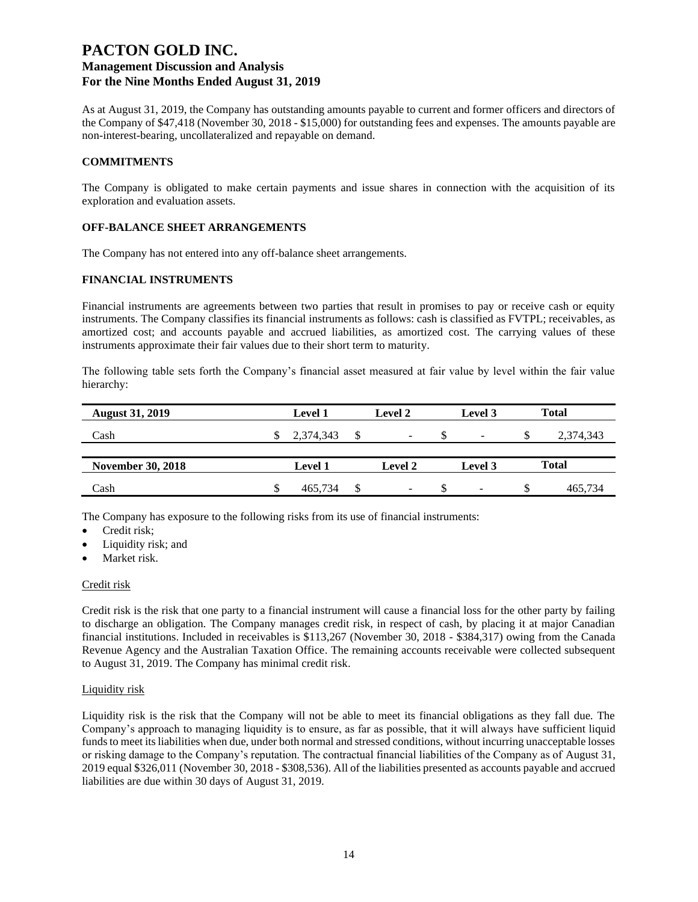As at August 31, 2019, the Company has outstanding amounts payable to current and former officers and directors of the Company of $47,418 (November 30, 2018 - $15,000) for outstanding fees and expenses. The amounts payable are non-interest-bearing, uncollateralized and repayable on demand.

## COMMITMENTS

The Company is obligated to make certain payments and issue shares in connection with the acquisition of its exploration and evaluation assets.

## OFF-BALANCE SHEET ARRANGEMENTS

The Company has not entered into any off-balance sheet arrangements.

## FINANCIAL INSTRUMENTS

Financial instruments are agreements between two parties that result in promises to pay or receive cash or equity instruments. The Company classifies its financial instruments as follows: cash is classified as FVTPL; receivables, as amortized cost; and accounts payable and accrued liabilities, as amortized cost. The carrying values of these instruments approximate their fair values due to their short term to maturity.

The following table sets forth the Company's financial asset measured at fair value by level within the fair value hierarchy:

| August 31, 2019 | Level 1 | Level 2 | Level 3 | Total |
|---|---|---|---|---|
| Cash | $ 2,374,343 | $ - | $ - | $ 2,374,343 |

| November 30, 2018 | Level 1 | Level 2 | Level 3 | Total |
|---|---|---|---|---|
| Cash | $ 465,734 | $ - | $ - | $ 465,734 |

The Company has exposure to the following risks from its use of financial instruments:

- Credit risk;
- Liquidity risk; and
- Market risk.

### Credit risk

Credit risk is the risk that one party to a financial instrument will cause a financial loss for the other party by failing to discharge an obligation. The Company manages credit risk, in respect of cash, by placing it at major Canadian financial institutions. Included in receivables is $113,267 (November 30, 2018 - $384,317) owing from the Canada Revenue Agency and the Australian Taxation Office. The remaining accounts receivable were collected subsequent to August 31, 2019. The Company has minimal credit risk.

### Liquidity risk

Liquidity risk is the risk that the Company will not be able to meet its financial obligations as they fall due. The Company's approach to managing liquidity is to ensure, as far as possible, that it will always have sufficient liquid funds to meet its liabilities when due, under both normal and stressed conditions, without incurring unacceptable losses or risking damage to the Company's reputation. The contractual financial liabilities of the Company as of August 31, 2019 equal $326,011 (November 30, 2018 - $308,536). All of the liabilities presented as accounts payable and accrued liabilities are due within 30 days of August 31, 2019.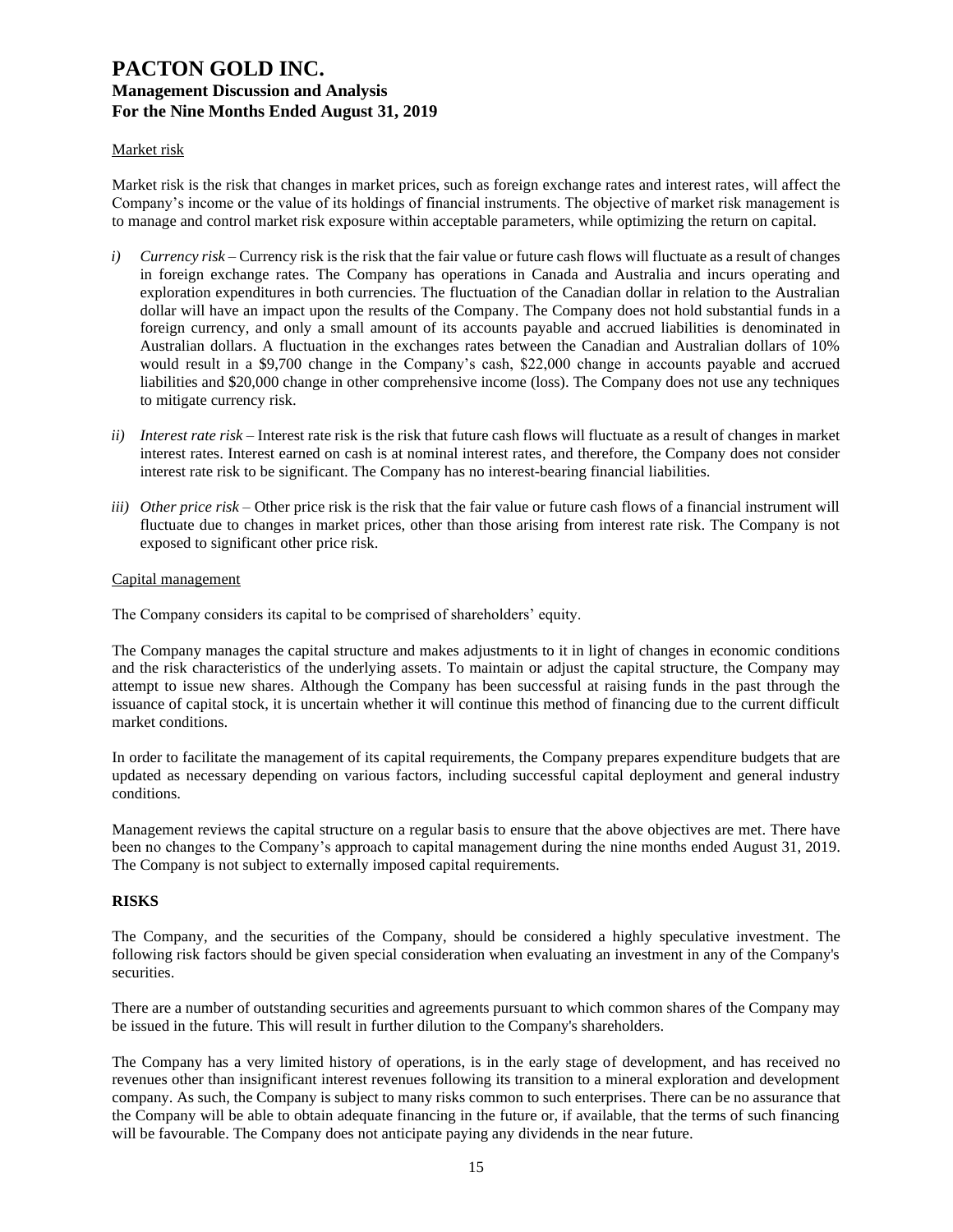Market risk

Market risk is the risk that changes in market prices, such as foreign exchange rates and interest rates, will affect the Company's income or the value of its holdings of financial instruments. The objective of market risk management is to manage and control market risk exposure within acceptable parameters, while optimizing the return on capital.

*i)* *Currency risk* – Currency risk is the risk that the fair value or future cash flows will fluctuate as a result of changes in foreign exchange rates. The Company has operations in Canada and Australia and incurs operating and exploration expenditures in both currencies. The fluctuation of the Canadian dollar in relation to the Australian dollar will have an impact upon the results of the Company. The Company does not hold substantial funds in a foreign currency, and only a small amount of its accounts payable and accrued liabilities is denominated in Australian dollars. A fluctuation in the exchanges rates between the Canadian and Australian dollars of 10% would result in a $9,700 change in the Company's cash, $22,000 change in accounts payable and accrued liabilities and $20,000 change in other comprehensive income (loss). The Company does not use any techniques to mitigate currency risk.

*ii)* *Interest rate risk* – Interest rate risk is the risk that future cash flows will fluctuate as a result of changes in market interest rates. Interest earned on cash is at nominal interest rates, and therefore, the Company does not consider interest rate risk to be significant. The Company has no interest-bearing financial liabilities.

*iii)* *Other price risk* – Other price risk is the risk that the fair value or future cash flows of a financial instrument will fluctuate due to changes in market prices, other than those arising from interest rate risk. The Company is not exposed to significant other price risk.

Capital management

The Company considers its capital to be comprised of shareholders' equity.

The Company manages the capital structure and makes adjustments to it in light of changes in economic conditions and the risk characteristics of the underlying assets. To maintain or adjust the capital structure, the Company may attempt to issue new shares. Although the Company has been successful at raising funds in the past through the issuance of capital stock, it is uncertain whether it will continue this method of financing due to the current difficult market conditions.

In order to facilitate the management of its capital requirements, the Company prepares expenditure budgets that are updated as necessary depending on various factors, including successful capital deployment and general industry conditions.

Management reviews the capital structure on a regular basis to ensure that the above objectives are met. There have been no changes to the Company's approach to capital management during the nine months ended August 31, 2019. The Company is not subject to externally imposed capital requirements.

## RISKS

The Company, and the securities of the Company, should be considered a highly speculative investment. The following risk factors should be given special consideration when evaluating an investment in any of the Company's securities.

There are a number of outstanding securities and agreements pursuant to which common shares of the Company may be issued in the future. This will result in further dilution to the Company's shareholders.

The Company has a very limited history of operations, is in the early stage of development, and has received no revenues other than insignificant interest revenues following its transition to a mineral exploration and development company. As such, the Company is subject to many risks common to such enterprises. There can be no assurance that the Company will be able to obtain adequate financing in the future or, if available, that the terms of such financing will be favourable. The Company does not anticipate paying any dividends in the near future.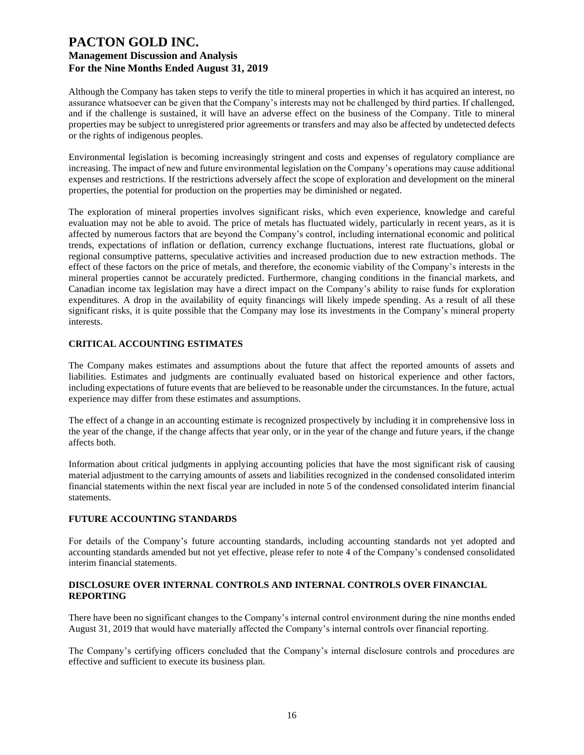Although the Company has taken steps to verify the title to mineral properties in which it has acquired an interest, no assurance whatsoever can be given that the Company's interests may not be challenged by third parties. If challenged, and if the challenge is sustained, it will have an adverse effect on the business of the Company. Title to mineral properties may be subject to unregistered prior agreements or transfers and may also be affected by undetected defects or the rights of indigenous peoples.

Environmental legislation is becoming increasingly stringent and costs and expenses of regulatory compliance are increasing. The impact of new and future environmental legislation on the Company's operations may cause additional expenses and restrictions. If the restrictions adversely affect the scope of exploration and development on the mineral properties, the potential for production on the properties may be diminished or negated.

The exploration of mineral properties involves significant risks, which even experience, knowledge and careful evaluation may not be able to avoid. The price of metals has fluctuated widely, particularly in recent years, as it is affected by numerous factors that are beyond the Company's control, including international economic and political trends, expectations of inflation or deflation, currency exchange fluctuations, interest rate fluctuations, global or regional consumptive patterns, speculative activities and increased production due to new extraction methods. The effect of these factors on the price of metals, and therefore, the economic viability of the Company's interests in the mineral properties cannot be accurately predicted. Furthermore, changing conditions in the financial markets, and Canadian income tax legislation may have a direct impact on the Company's ability to raise funds for exploration expenditures. A drop in the availability of equity financings will likely impede spending. As a result of all these significant risks, it is quite possible that the Company may lose its investments in the Company's mineral property interests.

## CRITICAL ACCOUNTING ESTIMATES

The Company makes estimates and assumptions about the future that affect the reported amounts of assets and liabilities. Estimates and judgments are continually evaluated based on historical experience and other factors, including expectations of future events that are believed to be reasonable under the circumstances. In the future, actual experience may differ from these estimates and assumptions.

The effect of a change in an accounting estimate is recognized prospectively by including it in comprehensive loss in the year of the change, if the change affects that year only, or in the year of the change and future years, if the change affects both.

Information about critical judgments in applying accounting policies that have the most significant risk of causing material adjustment to the carrying amounts of assets and liabilities recognized in the condensed consolidated interim financial statements within the next fiscal year are included in note 5 of the condensed consolidated interim financial statements.

## FUTURE ACCOUNTING STANDARDS

For details of the Company's future accounting standards, including accounting standards not yet adopted and accounting standards amended but not yet effective, please refer to note 4 of the Company's condensed consolidated interim financial statements.

## DISCLOSURE OVER INTERNAL CONTROLS AND INTERNAL CONTROLS OVER FINANCIAL REPORTING

There have been no significant changes to the Company's internal control environment during the nine months ended August 31, 2019 that would have materially affected the Company's internal controls over financial reporting.

The Company's certifying officers concluded that the Company's internal disclosure controls and procedures are effective and sufficient to execute its business plan.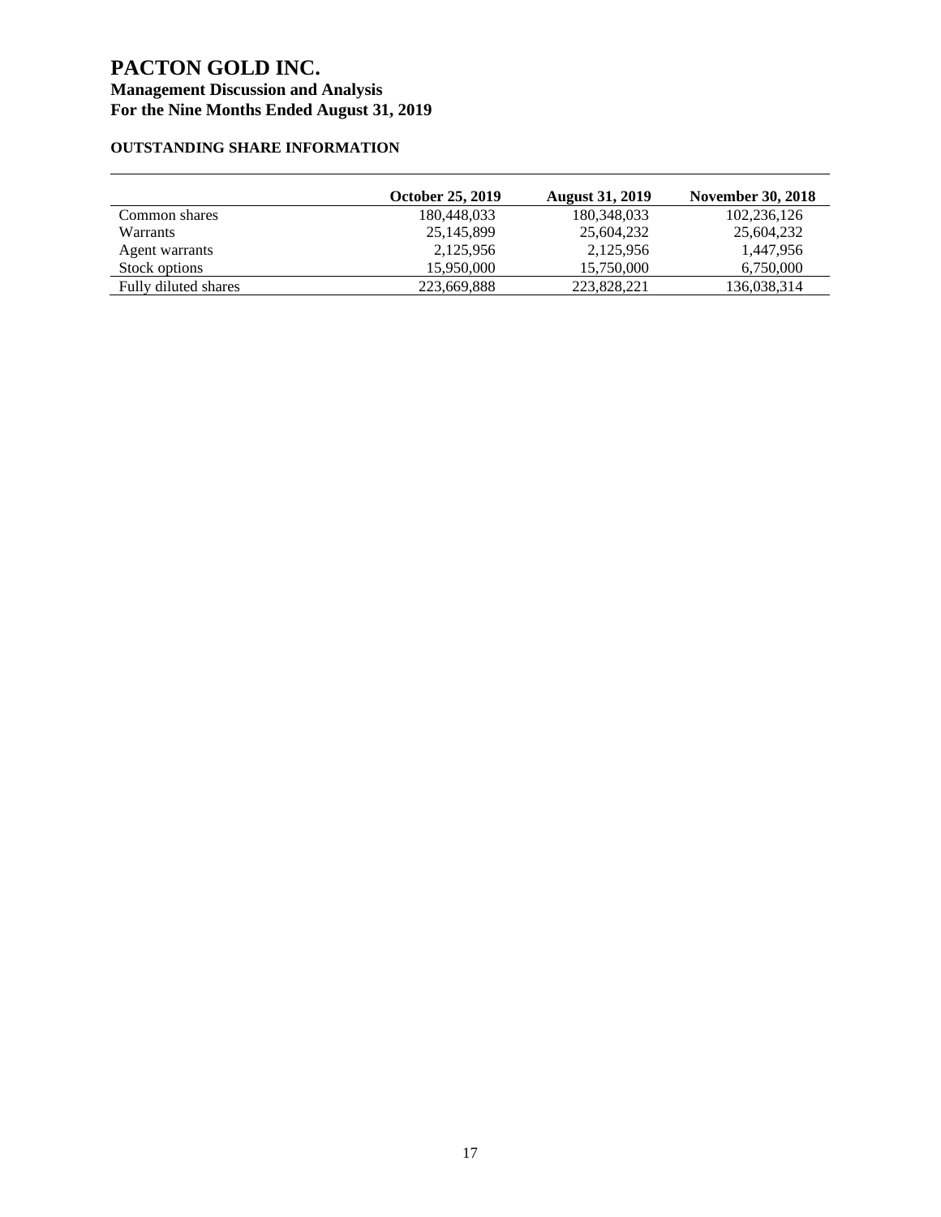# PACTON GOLD INC.

## Management Discussion and Analysis

## For the Nine Months Ended August 31, 2019

### OUTSTANDING SHARE INFORMATION

| | October 25, 2019 | August 31, 2019 | November 30, 2018 |
|---|---|---|---|
| Common shares | 180,448,033 | 180,348,033 | 102,236,126 |
| Warrants | 25,145,899 | 25,604,232 | 25,604,232 |
| Agent warrants | 2,125,956 | 2,125,956 | 1,447,956 |
| Stock options | 15,950,000 | 15,750,000 | 6,750,000 |
| Fully diluted shares | 223,669,888 | 223,828,221 | 136,038,314 |